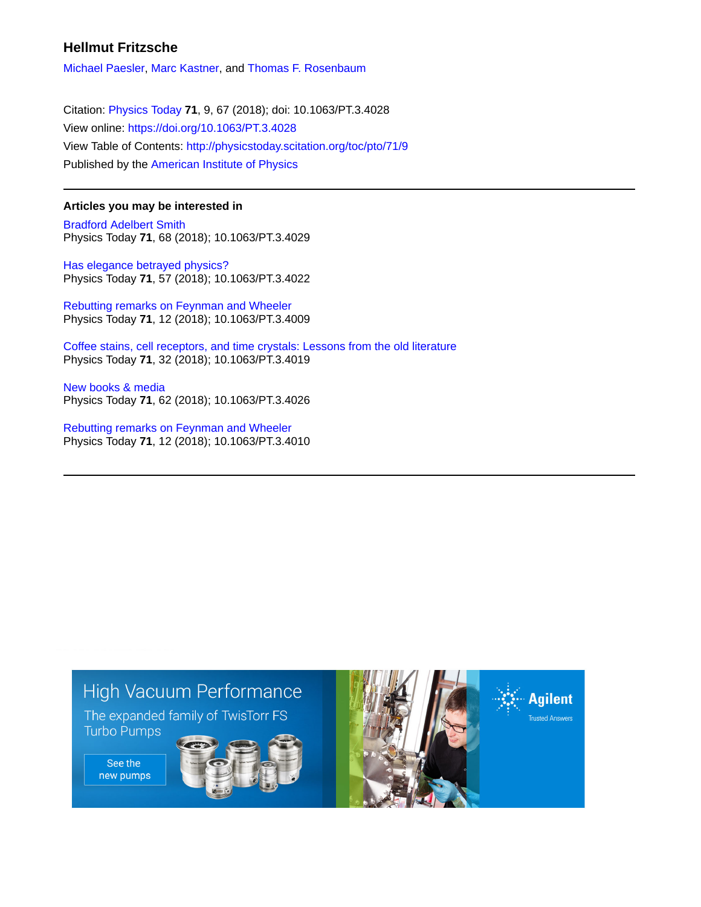# Hellmut Fritzsche

Michael Paesler, Marc Kastner, and Thomas F. Rosenbaum

Citation: Physics Today **71**, 9, 67 (2018); doi: 10.1063/PT.3.4028
View online: https://doi.org/10.1063/PT.3.4028
View Table of Contents: http://physicstoday.scitation.org/toc/pto/71/9
Published by the American Institute of Physics

---

### Articles you may be interested in

Bradford Adelbert Smith
Physics Today **71**, 68 (2018); 10.1063/PT.3.4029

Has elegance betrayed physics?
Physics Today **71**, 57 (2018); 10.1063/PT.3.4022

Rebutting remarks on Feynman and Wheeler
Physics Today **71**, 12 (2018); 10.1063/PT.3.4009

Coffee stains, cell receptors, and time crystals: Lessons from the old literature
Physics Today **71**, 32 (2018); 10.1063/PT.3.4019

New books & media
Physics Today **71**, 62 (2018); 10.1063/PT.3.4026

Rebutting remarks on Feynman and Wheeler
Physics Today **71**, 12 (2018); 10.1063/PT.3.4010

---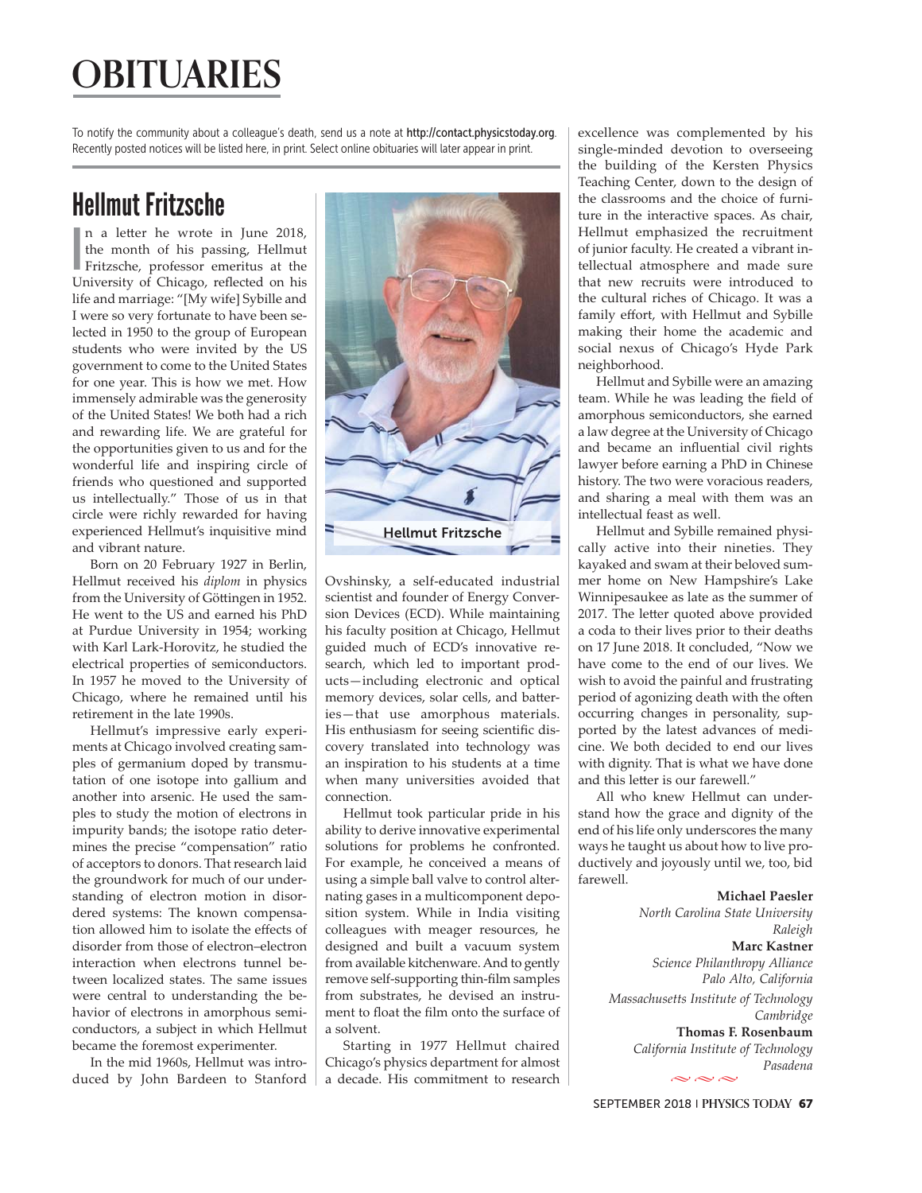# OBITUARIES

To notify the community about a colleague's death, send us a note at http://contact.physicstoday.org. Recently posted notices will be listed here, in print. Select online obituaries will later appear in print.

## Hellmut Fritzsche

In a letter he wrote in June 2018, the month of his passing, Hellmut Fritzsche, professor emeritus at the University of Chicago, reflected on his life and marriage: "[My wife] Sybille and I were so very fortunate to have been selected in 1950 to the group of European students who were invited by the US government to come to the United States for one year. This is how we met. How immensely admirable was the generosity of the United States! We both had a rich and rewarding life. We are grateful for the opportunities given to us and for the wonderful life and inspiring circle of friends who questioned and supported us intellectually." Those of us in that circle were richly rewarded for having experienced Hellmut's inquisitive mind and vibrant nature.

Born on 20 February 1927 in Berlin, Hellmut received his *diplom* in physics from the University of Göttingen in 1952. He went to the US and earned his PhD at Purdue University in 1954; working with Karl Lark-Horovitz, he studied the electrical properties of semiconductors. In 1957 he moved to the University of Chicago, where he remained until his retirement in the late 1990s.

Hellmut's impressive early experiments at Chicago involved creating samples of germanium doped by transmutation of one isotope into gallium and another into arsenic. He used the samples to study the motion of electrons in impurity bands; the isotope ratio determines the precise "compensation" ratio of acceptors to donors. That research laid the groundwork for much of our understanding of electron motion in disordered systems: The known compensation allowed him to isolate the effects of disorder from those of electron–electron interaction when electrons tunnel between localized states. The same issues were central to understanding the behavior of electrons in amorphous semiconductors, a subject in which Hellmut became the foremost experimenter.

In the mid 1960s, Hellmut was introduced by John Bardeen to Stanford Ovshinsky, a self-educated industrial scientist and founder of Energy Conversion Devices (ECD). While maintaining his faculty position at Chicago, Hellmut guided much of ECD's innovative research, which led to important products—including electronic and optical memory devices, solar cells, and batteries—that use amorphous materials. His enthusiasm for seeing scientific discovery translated into technology was an inspiration to his students at a time when many universities avoided that connection.

Hellmut Fritzsche

Hellmut took particular pride in his ability to derive innovative experimental solutions for problems he confronted. For example, he conceived a means of using a simple ball valve to control alternating gases in a multicomponent deposition system. While in India visiting colleagues with meager resources, he designed and built a vacuum system from available kitchenware. And to gently remove self-supporting thin-film samples from substrates, he devised an instrument to float the film onto the surface of a solvent.

Starting in 1977 Hellmut chaired Chicago's physics department for almost a decade. His commitment to research excellence was complemented by his single-minded devotion to overseeing the building of the Kersten Physics Teaching Center, down to the design of the classrooms and the choice of furniture in the interactive spaces. As chair, Hellmut emphasized the recruitment of junior faculty. He created a vibrant intellectual atmosphere and made sure that new recruits were introduced to the cultural riches of Chicago. It was a family effort, with Hellmut and Sybille making their home the academic and social nexus of Chicago's Hyde Park neighborhood.

Hellmut and Sybille were an amazing team. While he was leading the field of amorphous semiconductors, she earned a law degree at the University of Chicago and became an influential civil rights lawyer before earning a PhD in Chinese history. The two were voracious readers, and sharing a meal with them was an intellectual feast as well.

Hellmut and Sybille remained physically active into their nineties. They kayaked and swam at their beloved summer home on New Hampshire's Lake Winnipesaukee as late as the summer of 2017. The letter quoted above provided a coda to their lives prior to their deaths on 17 June 2018. It concluded, "Now we have come to the end of our lives. We wish to avoid the painful and frustrating period of agonizing death with the often occurring changes in personality, supported by the latest advances of medicine. We both decided to end our lives with dignity. That is what we have done and this letter is our farewell."

All who knew Hellmut can understand how the grace and dignity of the end of his life only underscores the many ways he taught us about how to live productively and joyously until we, too, bid farewell.

**Michael Paesler**
*North Carolina State University*
*Raleigh*
**Marc Kastner**
*Science Philanthropy Alliance*
*Palo Alto, California*
*Massachusetts Institute of Technology*
*Cambridge*
**Thomas F. Rosenbaum**
*California Institute of Technology*
*Pasadena*